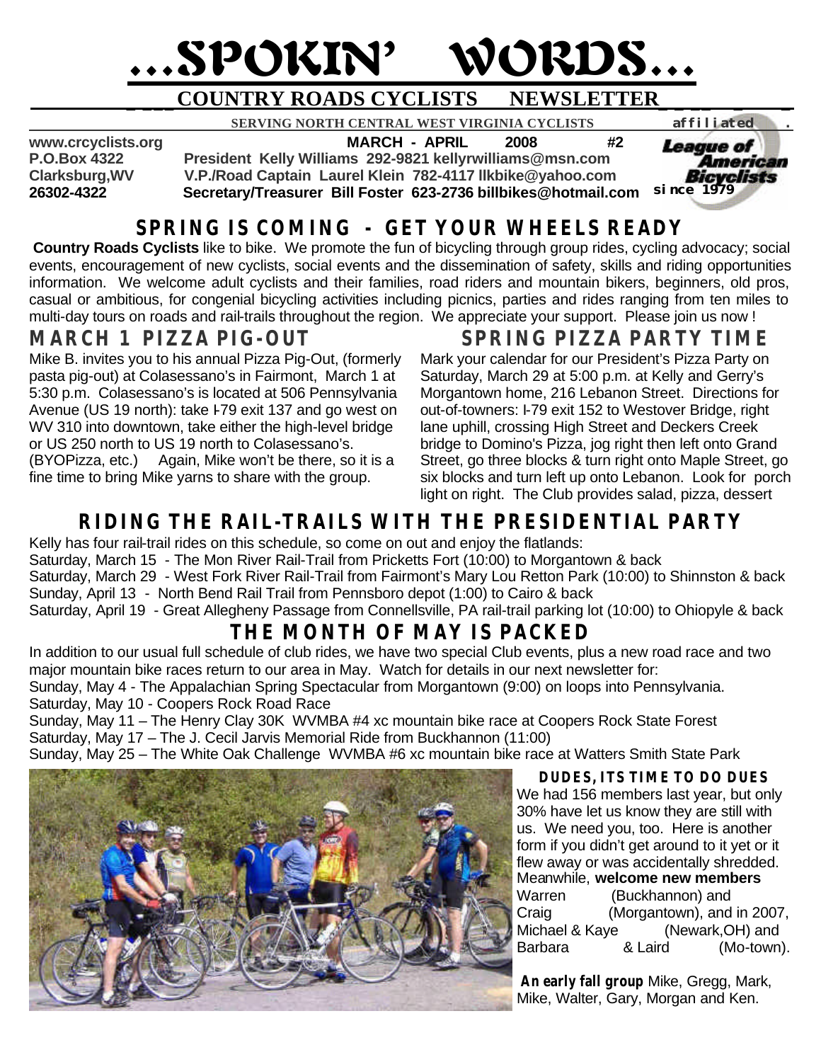# ...SPOKIN' WORDS...

## COUNTRY ROADS CYCLISTS NEWSLETTER

**SERVING NORTH CENTRAL WEST VIRGINIA CYCLISTS** affiliated League of American Bicyclists since 1979

**www.crcyclists.org** **MARCH - APRIL 2008 #2**
**P.O.Box 4322** **President Kelly Williams 292-9821 kellyrwilliams@msn.com**
**Clarksburg,WV** **V.P./Road Captain Laurel Klein 782-4117 llkbike@yahoo.com**
**26302-4322** **Secretary/Treasurer Bill Foster 623-2736 billbikes@hotmail.com**

## SPRING IS COMING - GET YOUR WHEELS READY

**Country Roads Cyclists** like to bike. We promote the fun of bicycling through group rides, cycling advocacy; social events, encouragement of new cyclists, social events and the dissemination of safety, skills and riding opportunities information. We welcome adult cyclists and their families, road riders and mountain bikers, beginners, old pros, casual or ambitious, for congenial bicycling activities including picnics, parties and rides ranging from ten miles to multi-day tours on roads and rail-trails throughout the region. We appreciate your support. Please join us now !

## MARCH 1 PIZZA PIG-OUT

Mike B. invites you to his annual Pizza Pig-Out, (formerly pasta pig-out) at Colasessano's in Fairmont, March 1 at 5:30 p.m. Colasessano's is located at 506 Pennsylvania Avenue (US 19 north): take I-79 exit 137 and go west on WV 310 into downtown, take either the high-level bridge or US 250 north to US 19 north to Colasessano's. (BYOPizza, etc.) Again, Mike won't be there, so it is a fine time to bring Mike yarns to share with the group.

## SPRING PIZZA PARTY TIME

Mark your calendar for our President's Pizza Party on Saturday, March 29 at 5:00 p.m. at Kelly and Gerry's Morgantown home, 216 Lebanon Street. Directions for out-of-towners: I-79 exit 152 to Westover Bridge, right lane uphill, crossing High Street and Deckers Creek bridge to Domino's Pizza, jog right then left onto Grand Street, go three blocks & turn right onto Maple Street, go six blocks and turn left up onto Lebanon. Look for porch light on right. The Club provides salad, pizza, dessert

## RIDING THE RAIL-TRAILS WITH THE PRESIDENTIAL PARTY

Kelly has four rail-trail rides on this schedule, so come on out and enjoy the flatlands:

Saturday, March 15 - The Mon River Rail-Trail from Pricketts Fort (10:00) to Morgantown & back
Saturday, March 29 - West Fork River Rail-Trail from Fairmont's Mary Lou Retton Park (10:00) to Shinnston & back
Sunday, April 13 - North Bend Rail Trail from Pennsboro depot (1:00) to Cairo & back
Saturday, April 19 - Great Allegheny Passage from Connellsville, PA rail-trail parking lot (10:00) to Ohiopyle & back

## THE MONTH OF MAY IS PACKED

In addition to our usual full schedule of club rides, we have two special Club events, plus a new road race and two major mountain bike races return to our area in May. Watch for details in our next newsletter for:

Sunday, May 4 - The Appalachian Spring Spectacular from Morgantown (9:00) on loops into Pennsylvania.
Saturday, May 10 - Coopers Rock Road Race
Sunday, May 11 – The Henry Clay 30K WVMBA #4 xc mountain bike race at Coopers Rock State Forest
Saturday, May 17 – The J. Cecil Jarvis Memorial Ride from Buckhannon (11:00)
Sunday, May 25 – The White Oak Challenge WVMBA #6 xc mountain bike race at Watters Smith State Park

### DUDES, ITS TIME TO DO DUES

We had 156 members last year, but only 30% have let us know they are still with us. We need you, too. Here is another form if you didn't get around to it yet or it flew away or was accidentally shredded. Meanwhile, **welcome new members** Warren (Buckhannon) and Craig (Morgantown), and in 2007, Michael & Kaye (Newark,OH) and Barbara & Laird (Mo-town).

***An early fall group*** Mike, Gregg, Mark, Mike, Walter, Gary, Morgan and Ken.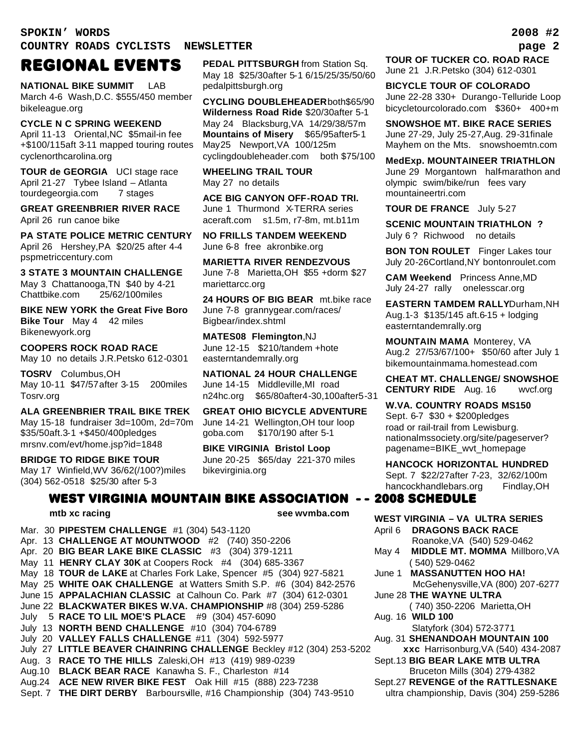# REGIONAL EVENTS

**NATIONAL BIKE SUMMIT** LAB
March 4-6 Wash,D.C. $555/450 member
bikeleague.org

**CYCLE N C SPRING WEEKEND**
April 11-13 Oriental,NC $5mail-in fee +$100/115aft 3-11 mapped touring routes
cyclenorthcarolina.org

**TOUR de GEORGIA** UCI stage race
April 21-27 Tybee Island – Atlanta
tourdegeorgia.com 7 stages

**GREAT GREENBRIER RIVER RACE**
April 26 run canoe bike

**PA STATE POLICE METRIC CENTURY**
April 26 Hershey,PA $20/25 after 4-4
pspmetriccentury.com

**3 STATE 3 MOUNTAIN CHALLENGE**
May 3 Chattanooga,TN $40 by 4-21
Chattbike.com 25/62/100miles

**BIKE NEW YORK the Great Five Boro Bike Tour** May 4 42 miles
Bikenewyork.org

**COOPERS ROCK ROAD RACE**
May 10 no details J.R.Petsko 612-0301

**TOSRV** Columbus,OH
May 10-11 $47/57after 3-15 200miles
Tosrv.org

**ALA GREENBRIER TRAIL BIKE TREK**
May 15-18 fundraiser 3d=100m, 2d=70m
$35/50aft.3-1 +$450/400pledges
mrsnv.com/evt/home.jsp?id=1848

**BRIDGE TO RIDGE BIKE TOUR**
May 17 Winfield,WV 36/62/(100?)miles
(304) 562-0518 $25/30 after 5-3

**PEDAL PITTSBURGH** from Station Sq.
May 18 $25/30after 5-1 6/15/25/35/50/60
pedalpittsburgh.org

**CYCLING DOUBLEHEADER** both$65/90
**Wilderness Road Ride** $20/30after 5-1
May 24 Blacksburg,VA 14/29/38/57m
**Mountains of Misery** $65/95after5-1
May25 Newport,VA 100/125m
cyclingdoubleheader.com both $75/100

**WHEELING TRAIL TOUR**
May 27 no details

**ACE BIG CANYON OFF-ROAD TRI.**
June 1 Thurmond X-TERRA series
aceraft.com s1.5m, r7-8m, mt.b11m

**NO FRILLS TANDEM WEEKEND**
June 6-8 free akronbike.org

**MARIETTA RIVER RENDEZVOUS**
June 7-8 Marietta,OH $55 +dorm $27
mariettarcc.org

**24 HOURS OF BIG BEAR** mt.bike race
June 7-8 grannygear.com/races/
Bigbear/index.shtml

**MATES08 Flemington**,NJ
June 12-15 $210/tandem +hote
easterntandemrally.org

**NATIONAL 24 HOUR CHALLENGE**
June 14-15 Middleville,MI road
n24hc.org $65/80after4-30,100after5-31

**GREAT OHIO BICYCLE ADVENTURE**
June 14-21 Wellington,OH tour loop
goba.com $170/190 after 5-1

**BIKE VIRGINIA Bristol Loop**
June 20-25 $65/day 221-370 miles
bikevirginia.org

**TOUR OF TUCKER CO. ROAD RACE**
June 21 J.R.Petsko (304) 612-0301

**BICYCLE TOUR OF COLORADO**
June 22-28 330+ Durango-Telluride Loop
bicycletourcolorado.com $360+ 400+m

**SNOWSHOE MT. BIKE RACE SERIES**
June 27-29, July 25-27,Aug. 29-31finale
Mayhem on the Mts. snowshoemtn.com

**MedExp. MOUNTAINEER TRIATHLON**
June 29 Morgantown half-marathon and olympic swim/bike/run fees vary
mountaineertri.com

**TOUR DE FRANCE** July 5-27

**SCENIC MOUNTAIN TRIATHLON ?**
July 6 ? Richwood no details

**BON TON ROULET** Finger Lakes tour
July 20-26Cortland,NY bontonroulet.com

**CAM Weekend** Princess Anne,MD
July 24-27 rally onelesscar.org

**EASTERN TAMDEM RALLY** Durham,NH
Aug.1-3 $135/145 aft.6-15 + lodging
easterntandemrally.org

**MOUNTAIN MAMA** Monterey, VA
Aug.2 27/53/67/100+ $50/60 after July 1
bikemountainmama.homestead.com

**CHEAT MT. CHALLENGE/ SNOWSHOE CENTURY RIDE** Aug. 16 wvcf.org

**W.VA. COUNTRY ROADS MS150**
Sept. 6-7 $30 + $200pledges
road or rail-trail from Lewisburg.
nationalmssociety.org/site/pageserver?pagename=BIKE_wvt_homepage

**HANCOCK HORIZONTAL HUNDRED**
Sept. 7 $22/27after 7-23, 32/62/100m
hancockhandlebars.org Findlay,OH

## WEST VIRGINIA MOUNTAIN BIKE ASSOCIATION - - 2008 SCHEDULE

**mtb xc racing** **see wvmba.com**

Mar. 30 **PIPESTEM CHALLENGE** #1 (304) 543-1120
Apr. 13 **CHALLENGE AT MOUNTWOOD** #2 (740) 350-2206
Apr. 20 **BIG BEAR LAKE BIKE CLASSIC** #3 (304) 379-1211
May 11 **HENRY CLAY 30K** at Coopers Rock #4 (304) 685-3367
May 18 **TOUR de LAKE** at Charles Fork Lake, Spencer #5 (304) 927-5821
May 25 **WHITE OAK CHALLENGE** at Watters Smith S.P. #6 (304) 842-2576
June 15 **APPALACHIAN CLASSIC** at Calhoun Co. Park #7 (304) 612-0301
June 22 **BLACKWATER BIKES W.VA. CHAMPIONSHIP** #8 (304) 259-5286
July 5 **RACE TO LIL MOE'S PLACE** #9 (304) 457-6090
July 13 **NORTH BEND CHALLENGE** #10 (304) 704-6789
July 20 **VALLEY FALLS CHALLENGE** #11 (304) 592-5977
July 27 **LITTLE BEAVER CHAINRING CHALLENGE** Beckley #12 (304) 253-5202
Aug. 3 **RACE TO THE HILLS** Zaleski,OH #13 (419) 989-0239
Aug.10 **BLACK BEAR RACE** Kanawha S. F., Charleston #14
Aug.24 **ACE NEW RIVER BIKE FEST** Oak Hill #15 (888) 223-7238
Sept. 7 **THE DIRT DERBY** Barboursville, #16 Championship (304) 743-9510

**WEST VIRGINIA – VA ULTRA SERIES**

April 6 **DRAGONS BACK RACE**
Roanoke,VA (540) 529-0462
May 4 **MIDDLE MT. MOMMA** Millboro,VA
(540) 529-0462
June 1 **MASSANUTTEN HOO HA!**
McGehenysville,VA (800) 207-6277
June 28 **THE WAYNE ULTRA**
(740) 350-2206 Marietta,OH
Aug. 16 **WILD 100**
Slatyfork (304) 572-3771
Aug. 31 **SHENANDOAH MOUNTAIN 100 xxc** Harrisonburg,VA (540) 434-2087
Sept.13 **BIG BEAR LAKE MTB ULTRA**
Bruceton Mills (304) 279-4382
Sept.27 **REVENGE of the RATTLESNAKE**
ultra championship, Davis (304) 259-5286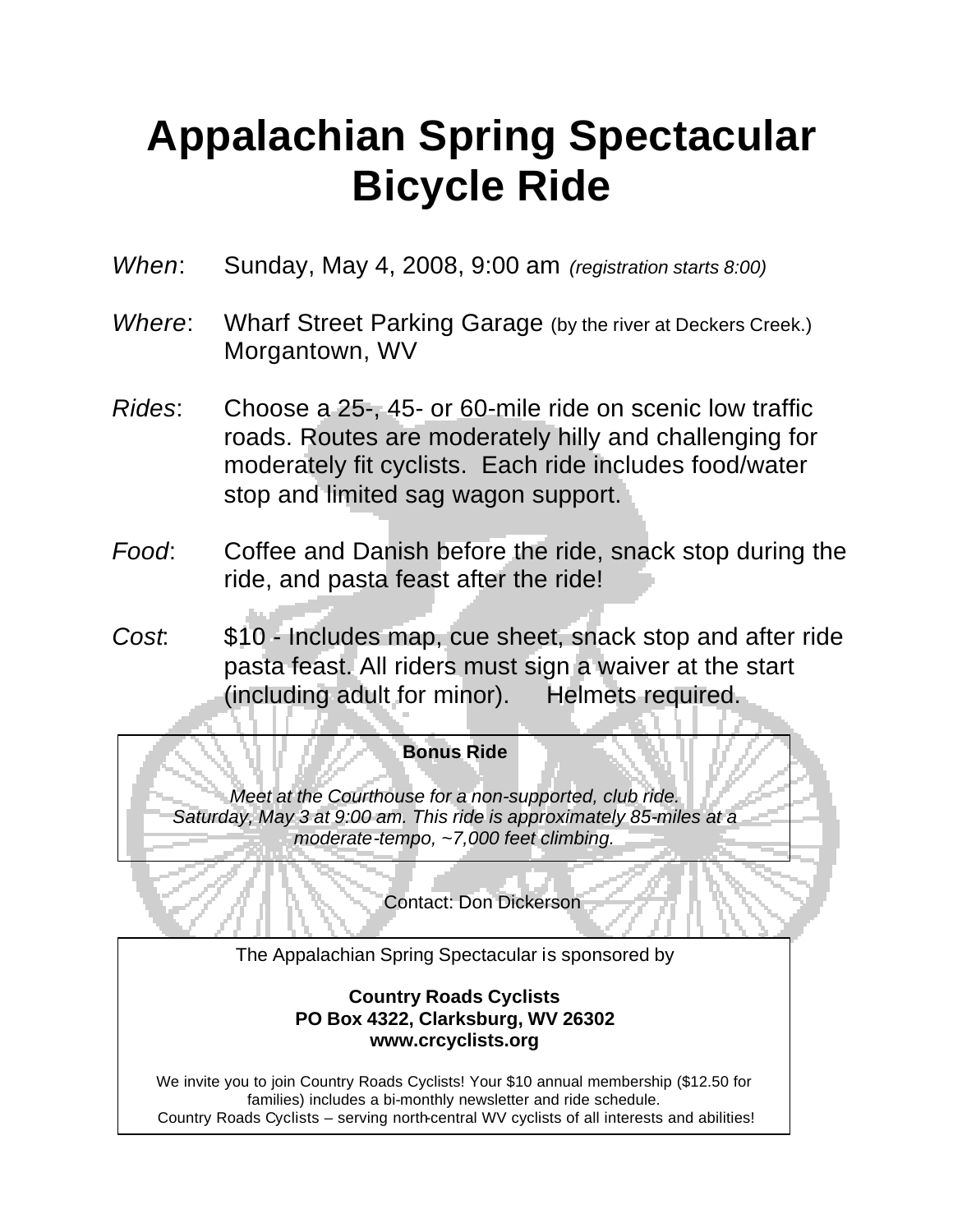# Appalachian Spring Spectacular Bicycle Ride

*When*: Sunday, May 4, 2008, 9:00 am *(registration starts 8:00)*

*Where*: Wharf Street Parking Garage (by the river at Deckers Creek.) Morgantown, WV

*Rides*: Choose a 25-, 45- or 60-mile ride on scenic low traffic roads. Routes are moderately hilly and challenging for moderately fit cyclists. Each ride includes food/water stop and limited sag wagon support.

*Food*: Coffee and Danish before the ride, snack stop during the ride, and pasta feast after the ride!

*Cost*: $10 - Includes map, cue sheet, snack stop and after ride pasta feast. All riders must sign a waiver at the start (including adult for minor). Helmets required.

**Bonus Ride**

*Meet at the Courthouse for a non-supported, club ride. Saturday, May 3 at 9:00 am. This ride is approximately 85-miles at a moderate-tempo, ~7,000 feet climbing.*

Contact: Don Dickerson

The Appalachian Spring Spectacular is sponsored by

**Country Roads Cyclists**
**PO Box 4322, Clarksburg, WV 26302**
**www.crcyclists.org**

We invite you to join Country Roads Cyclists! Your $10 annual membership ($12.50 for families) includes a bi-monthly newsletter and ride schedule.
Country Roads Cyclists – serving north-central WV cyclists of all interests and abilities!